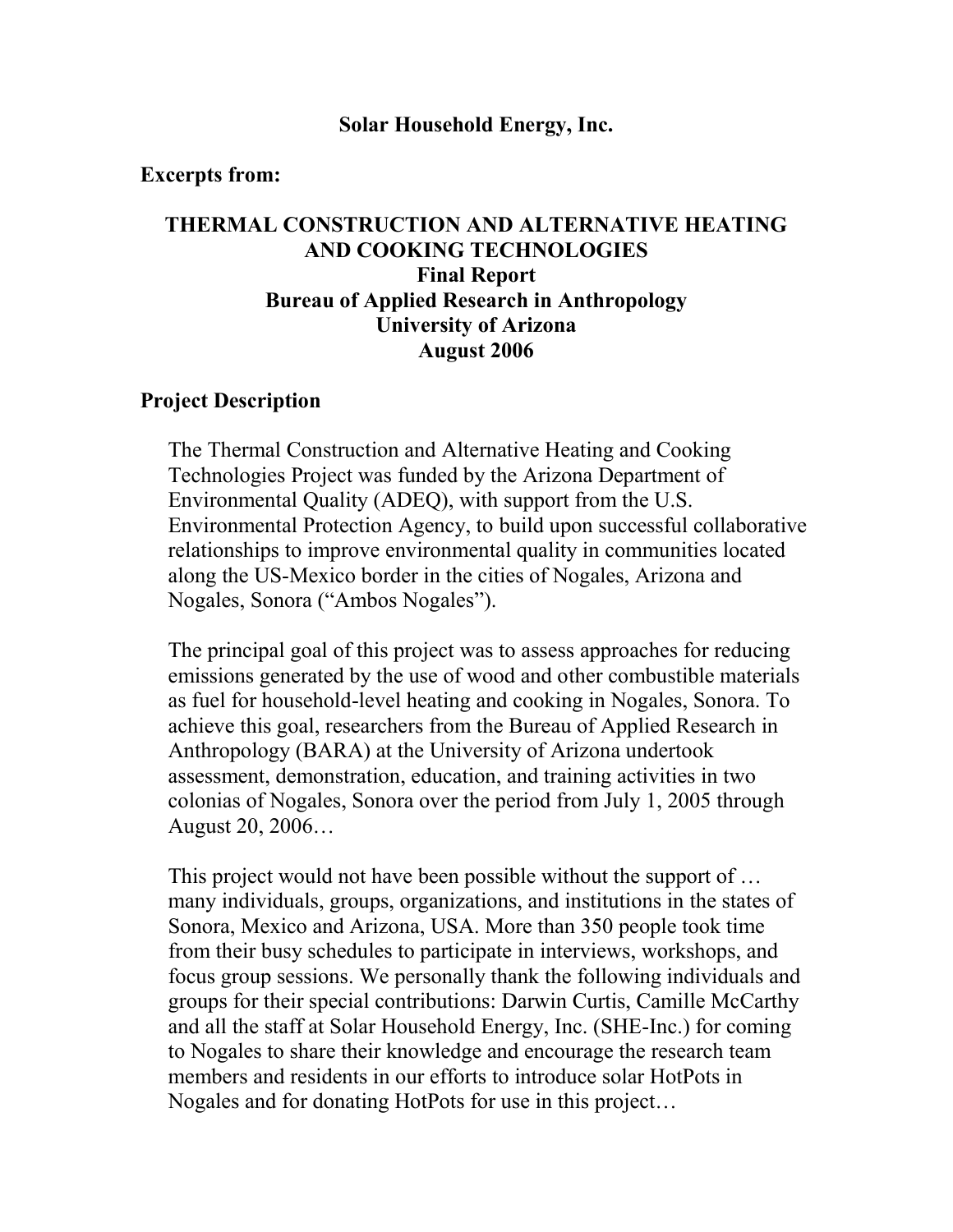**Solar Household Energy, Inc.**

**Excerpts from:**

# THERMAL CONSTRUCTION AND ALTERNATIVE HEATING AND COOKING TECHNOLOGIES

**Final Report**

**Bureau of Applied Research in Anthropology**

**University of Arizona**

**August 2006**

## Project Description

The Thermal Construction and Alternative Heating and Cooking Technologies Project was funded by the Arizona Department of Environmental Quality (ADEQ), with support from the U.S. Environmental Protection Agency, to build upon successful collaborative relationships to improve environmental quality in communities located along the US-Mexico border in the cities of Nogales, Arizona and Nogales, Sonora ("Ambos Nogales").

The principal goal of this project was to assess approaches for reducing emissions generated by the use of wood and other combustible materials as fuel for household-level heating and cooking in Nogales, Sonora. To achieve this goal, researchers from the Bureau of Applied Research in Anthropology (BARA) at the University of Arizona undertook assessment, demonstration, education, and training activities in two colonias of Nogales, Sonora over the period from July 1, 2005 through August 20, 2006…

This project would not have been possible without the support of … many individuals, groups, organizations, and institutions in the states of Sonora, Mexico and Arizona, USA. More than 350 people took time from their busy schedules to participate in interviews, workshops, and focus group sessions. We personally thank the following individuals and groups for their special contributions: Darwin Curtis, Camille McCarthy and all the staff at Solar Household Energy, Inc. (SHE-Inc.) for coming to Nogales to share their knowledge and encourage the research team members and residents in our efforts to introduce solar HotPots in Nogales and for donating HotPots for use in this project…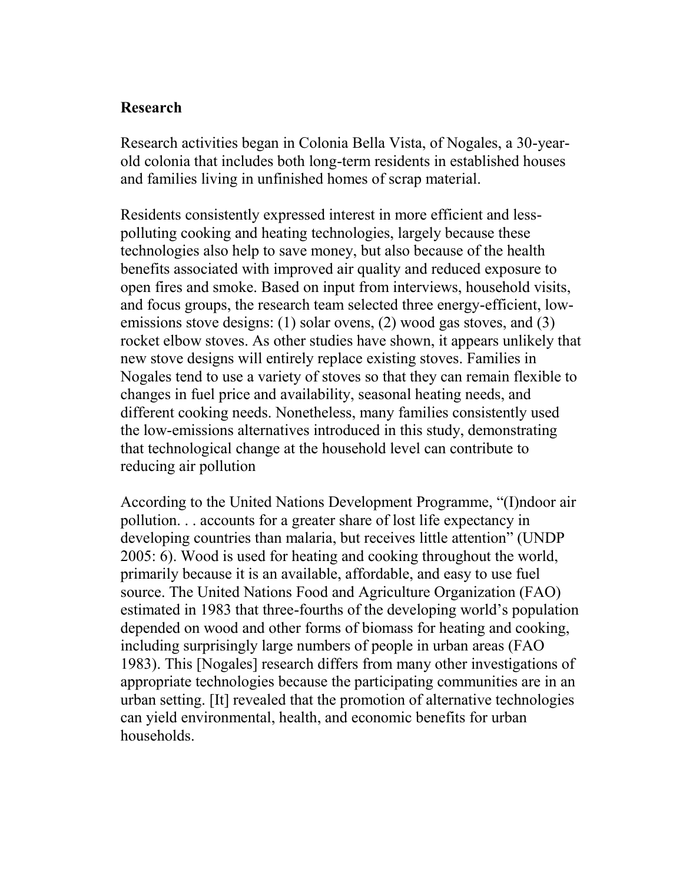## Research

Research activities began in Colonia Bella Vista, of Nogales, a 30-year-old colonia that includes both long-term residents in established houses and families living in unfinished homes of scrap material.

Residents consistently expressed interest in more efficient and less-polluting cooking and heating technologies, largely because these technologies also help to save money, but also because of the health benefits associated with improved air quality and reduced exposure to open fires and smoke. Based on input from interviews, household visits, and focus groups, the research team selected three energy-efficient, low-emissions stove designs: (1) solar ovens, (2) wood gas stoves, and (3) rocket elbow stoves. As other studies have shown, it appears unlikely that new stove designs will entirely replace existing stoves. Families in Nogales tend to use a variety of stoves so that they can remain flexible to changes in fuel price and availability, seasonal heating needs, and different cooking needs. Nonetheless, many families consistently used the low-emissions alternatives introduced in this study, demonstrating that technological change at the household level can contribute to reducing air pollution

According to the United Nations Development Programme, "(I)ndoor air pollution. . . accounts for a greater share of lost life expectancy in developing countries than malaria, but receives little attention" (UNDP 2005: 6). Wood is used for heating and cooking throughout the world, primarily because it is an available, affordable, and easy to use fuel source. The United Nations Food and Agriculture Organization (FAO) estimated in 1983 that three-fourths of the developing world's population depended on wood and other forms of biomass for heating and cooking, including surprisingly large numbers of people in urban areas (FAO 1983). This [Nogales] research differs from many other investigations of appropriate technologies because the participating communities are in an urban setting. [It] revealed that the promotion of alternative technologies can yield environmental, health, and economic benefits for urban households.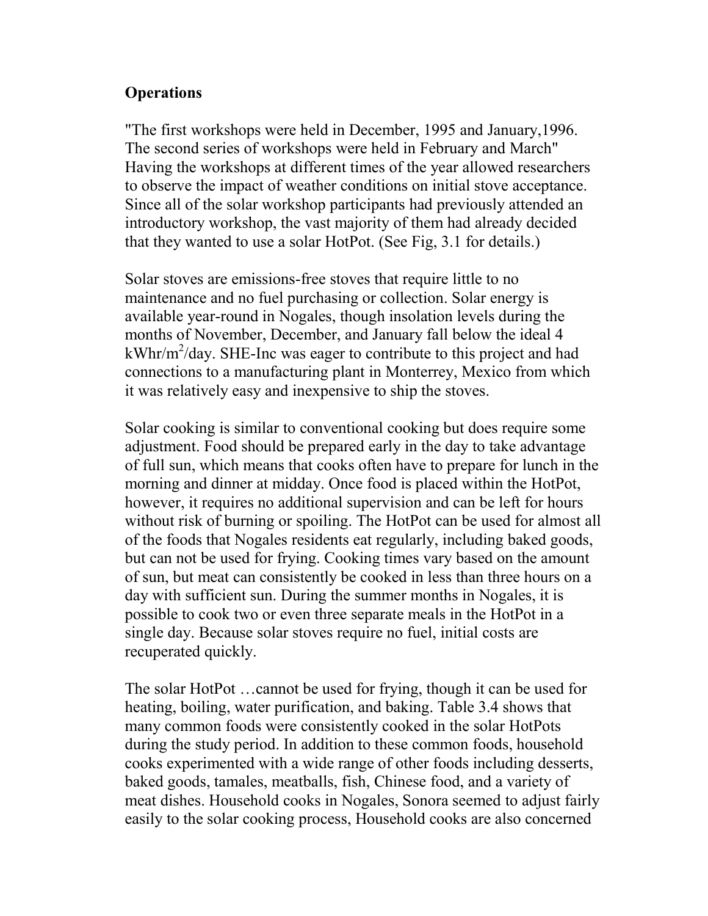## Operations

"The first workshops were held in December, 1995 and January,1996. The second series of workshops were held in February and March" Having the workshops at different times of the year allowed researchers to observe the impact of weather conditions on initial stove acceptance. Since all of the solar workshop participants had previously attended an introductory workshop, the vast majority of them had already decided that they wanted to use a solar HotPot. (See Fig, 3.1 for details.)

Solar stoves are emissions-free stoves that require little to no maintenance and no fuel purchasing or collection. Solar energy is available year-round in Nogales, though insolation levels during the months of November, December, and January fall below the ideal 4 $kWhr/m^2/day$. SHE-Inc was eager to contribute to this project and had connections to a manufacturing plant in Monterrey, Mexico from which it was relatively easy and inexpensive to ship the stoves.

Solar cooking is similar to conventional cooking but does require some adjustment. Food should be prepared early in the day to take advantage of full sun, which means that cooks often have to prepare for lunch in the morning and dinner at midday. Once food is placed within the HotPot, however, it requires no additional supervision and can be left for hours without risk of burning or spoiling. The HotPot can be used for almost all of the foods that Nogales residents eat regularly, including baked goods, but can not be used for frying. Cooking times vary based on the amount of sun, but meat can consistently be cooked in less than three hours on a day with sufficient sun. During the summer months in Nogales, it is possible to cook two or even three separate meals in the HotPot in a single day. Because solar stoves require no fuel, initial costs are recuperated quickly.

The solar HotPot …cannot be used for frying, though it can be used for heating, boiling, water purification, and baking. Table 3.4 shows that many common foods were consistently cooked in the solar HotPots during the study period. In addition to these common foods, household cooks experimented with a wide range of other foods including desserts, baked goods, tamales, meatballs, fish, Chinese food, and a variety of meat dishes. Household cooks in Nogales, Sonora seemed to adjust fairly easily to the solar cooking process, Household cooks are also concerned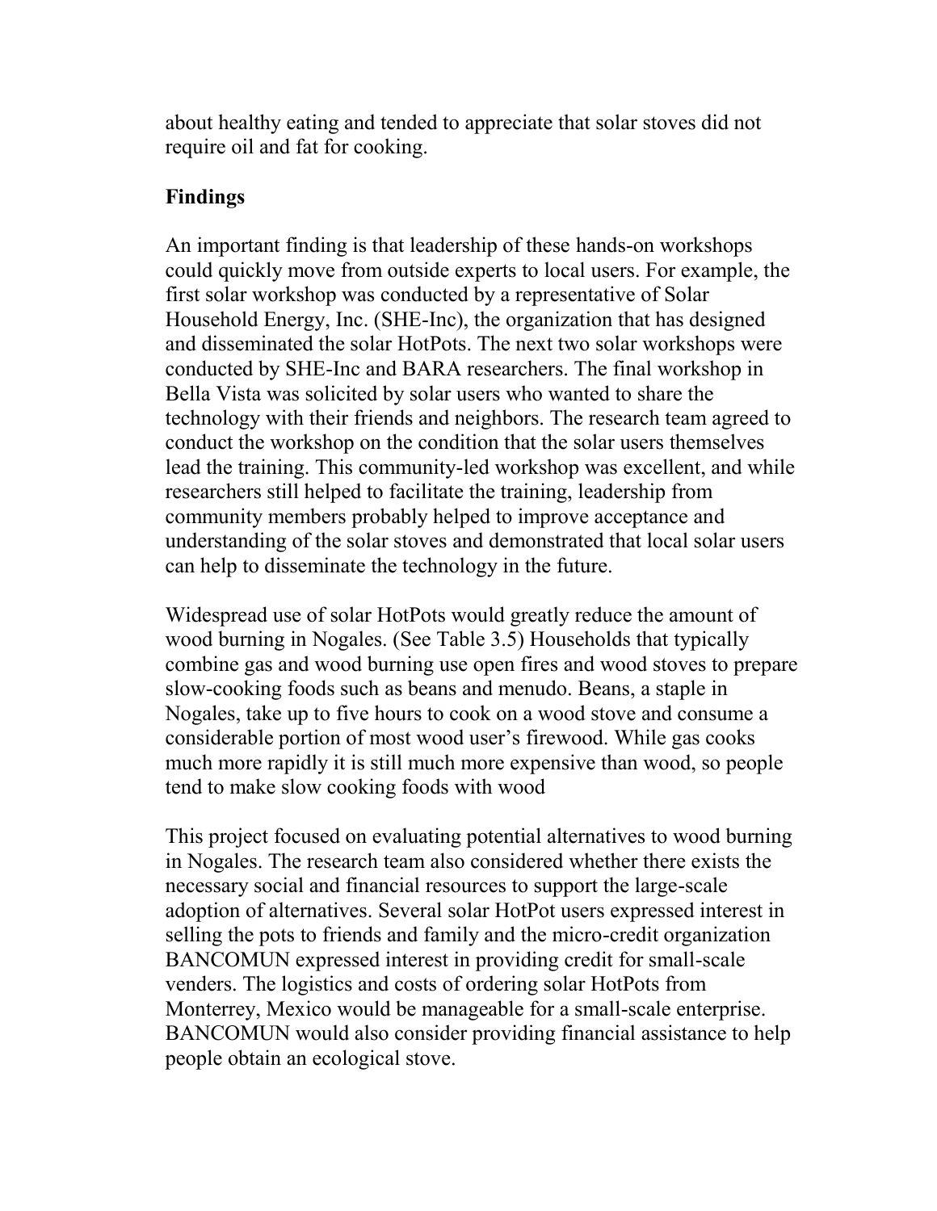about healthy eating and tended to appreciate that solar stoves did not require oil and fat for cooking.

## Findings

An important finding is that leadership of these hands-on workshops could quickly move from outside experts to local users. For example, the first solar workshop was conducted by a representative of Solar Household Energy, Inc. (SHE-Inc), the organization that has designed and disseminated the solar HotPots. The next two solar workshops were conducted by SHE-Inc and BARA researchers. The final workshop in Bella Vista was solicited by solar users who wanted to share the technology with their friends and neighbors. The research team agreed to conduct the workshop on the condition that the solar users themselves lead the training. This community-led workshop was excellent, and while researchers still helped to facilitate the training, leadership from community members probably helped to improve acceptance and understanding of the solar stoves and demonstrated that local solar users can help to disseminate the technology in the future.

Widespread use of solar HotPots would greatly reduce the amount of wood burning in Nogales. (See Table 3.5) Households that typically combine gas and wood burning use open fires and wood stoves to prepare slow-cooking foods such as beans and menudo. Beans, a staple in Nogales, take up to five hours to cook on a wood stove and consume a considerable portion of most wood user's firewood. While gas cooks much more rapidly it is still much more expensive than wood, so people tend to make slow cooking foods with wood

This project focused on evaluating potential alternatives to wood burning in Nogales. The research team also considered whether there exists the necessary social and financial resources to support the large-scale adoption of alternatives. Several solar HotPot users expressed interest in selling the pots to friends and family and the micro-credit organization BANCOMUN expressed interest in providing credit for small-scale venders. The logistics and costs of ordering solar HotPots from Monterrey, Mexico would be manageable for a small-scale enterprise. BANCOMUN would also consider providing financial assistance to help people obtain an ecological stove.